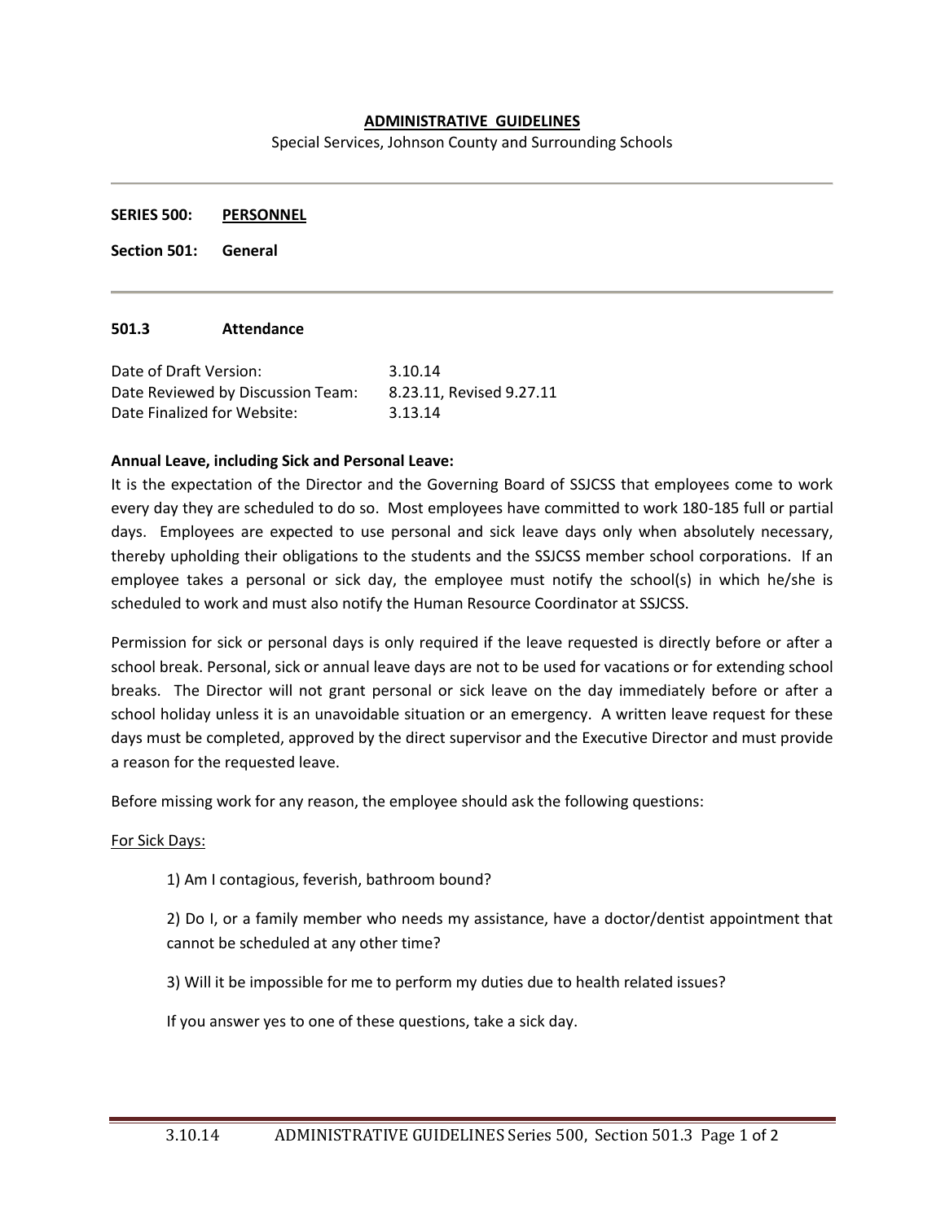# ADMINISTRATIVE GUIDELINES

Special Services, Johnson County and Surrounding Schools

---

**SERIES 500: PERSONNEL**

**Section 501: General**

---

## 501.3 Attendance

| | |
|---|---|
| Date of Draft Version: | 3.10.14 |
| Date Reviewed by Discussion Team: | 8.23.11, Revised 9.27.11 |
| Date Finalized for Website: | 3.13.14 |

**Annual Leave, including Sick and Personal Leave:**

It is the expectation of the Director and the Governing Board of SSJCSS that employees come to work every day they are scheduled to do so. Most employees have committed to work 180-185 full or partial days. Employees are expected to use personal and sick leave days only when absolutely necessary, thereby upholding their obligations to the students and the SSJCSS member school corporations. If an employee takes a personal or sick day, the employee must notify the school(s) in which he/she is scheduled to work and must also notify the Human Resource Coordinator at SSJCSS.

Permission for sick or personal days is only required if the leave requested is directly before or after a school break. Personal, sick or annual leave days are not to be used for vacations or for extending school breaks. The Director will not grant personal or sick leave on the day immediately before or after a school holiday unless it is an unavoidable situation or an emergency. A written leave request for these days must be completed, approved by the direct supervisor and the Executive Director and must provide a reason for the requested leave.

Before missing work for any reason, the employee should ask the following questions:

For Sick Days:

1) Am I contagious, feverish, bathroom bound?

2) Do I, or a family member who needs my assistance, have a doctor/dentist appointment that cannot be scheduled at any other time?

3) Will it be impossible for me to perform my duties due to health related issues?

If you answer yes to one of these questions, take a sick day.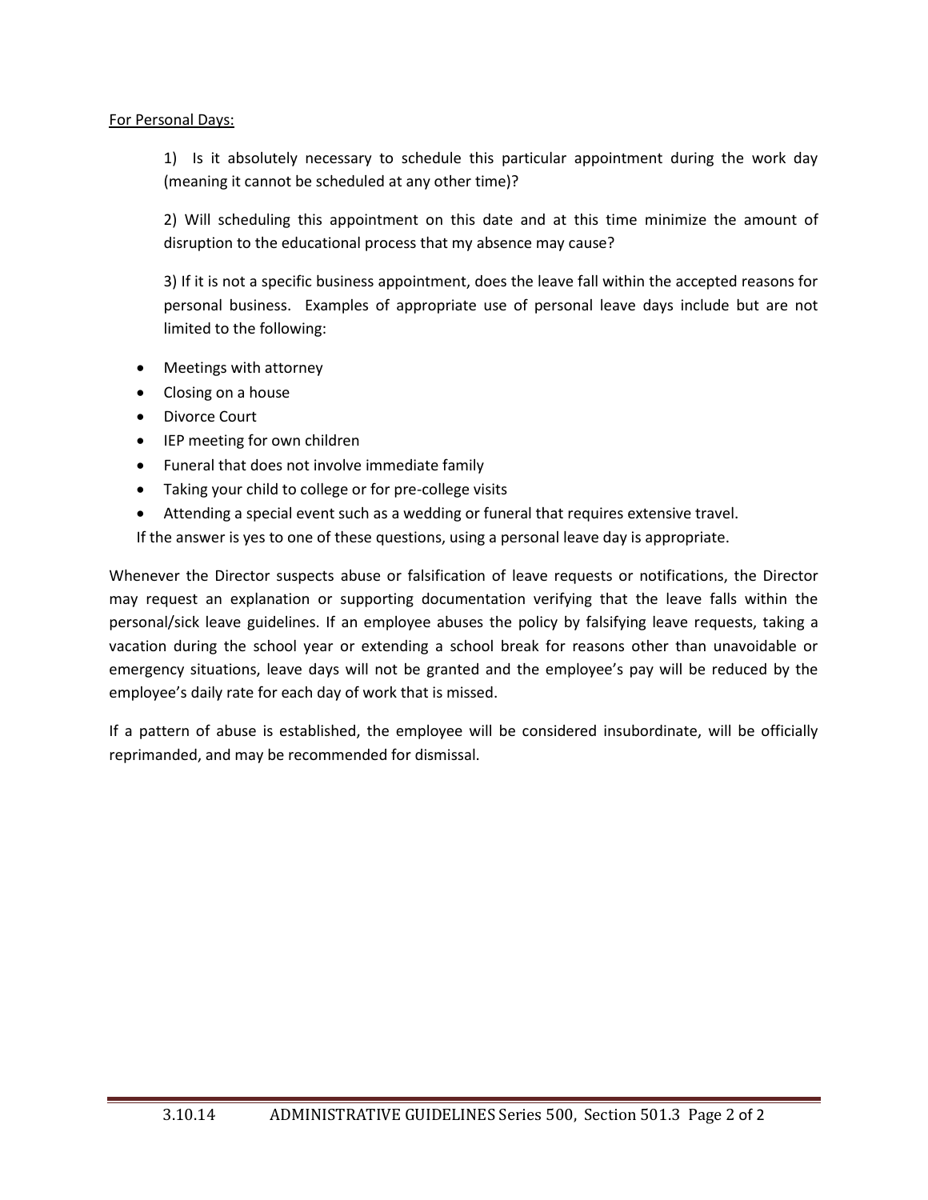For Personal Days:

1) Is it absolutely necessary to schedule this particular appointment during the work day (meaning it cannot be scheduled at any other time)?

2) Will scheduling this appointment on this date and at this time minimize the amount of disruption to the educational process that my absence may cause?

3) If it is not a specific business appointment, does the leave fall within the accepted reasons for personal business. Examples of appropriate use of personal leave days include but are not limited to the following:

- Meetings with attorney
- Closing on a house
- Divorce Court
- IEP meeting for own children
- Funeral that does not involve immediate family
- Taking your child to college or for pre-college visits
- Attending a special event such as a wedding or funeral that requires extensive travel.

If the answer is yes to one of these questions, using a personal leave day is appropriate.

Whenever the Director suspects abuse or falsification of leave requests or notifications, the Director may request an explanation or supporting documentation verifying that the leave falls within the personal/sick leave guidelines. If an employee abuses the policy by falsifying leave requests, taking a vacation during the school year or extending a school break for reasons other than unavoidable or emergency situations, leave days will not be granted and the employee's pay will be reduced by the employee's daily rate for each day of work that is missed.

If a pattern of abuse is established, the employee will be considered insubordinate, will be officially reprimanded, and may be recommended for dismissal.